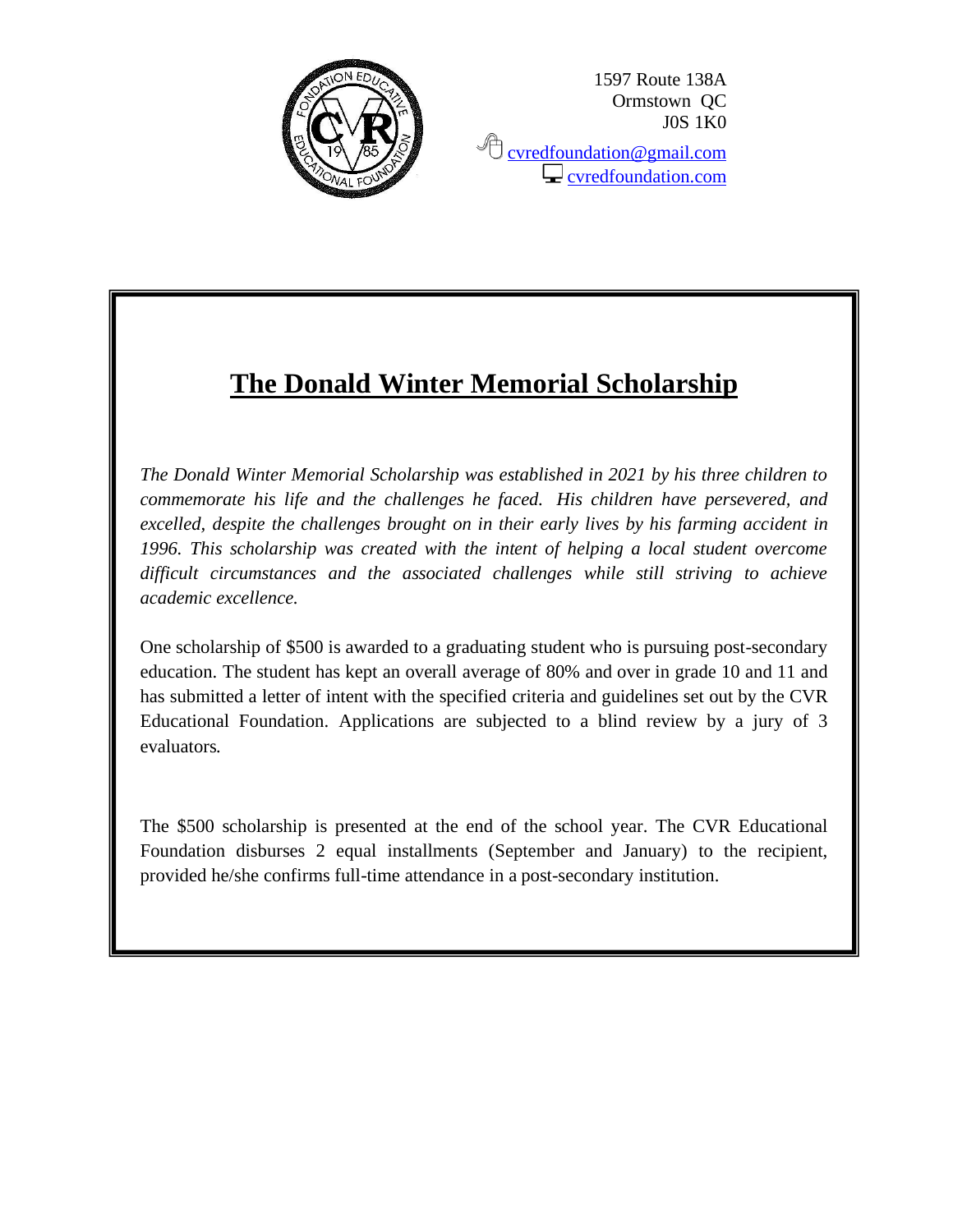1597 Route 138A
Ormstown QC
J0S 1K0

cvredfoundation@gmail.com
cvredfoundation.com

# The Donald Winter Memorial Scholarship

*The Donald Winter Memorial Scholarship was established in 2021 by his three children to commemorate his life and the challenges he faced. His children have persevered, and excelled, despite the challenges brought on in their early lives by his farming accident in 1996. This scholarship was created with the intent of helping a local student overcome difficult circumstances and the associated challenges while still striving to achieve academic excellence.*

One scholarship of $500 is awarded to a graduating student who is pursuing post-secondary education. The student has kept an overall average of 80% and over in grade 10 and 11 and has submitted a letter of intent with the specified criteria and guidelines set out by the CVR Educational Foundation. Applications are subjected to a blind review by a jury of 3 evaluators.

The $500 scholarship is presented at the end of the school year. The CVR Educational Foundation disburses 2 equal installments (September and January) to the recipient, provided he/she confirms full-time attendance in a post-secondary institution.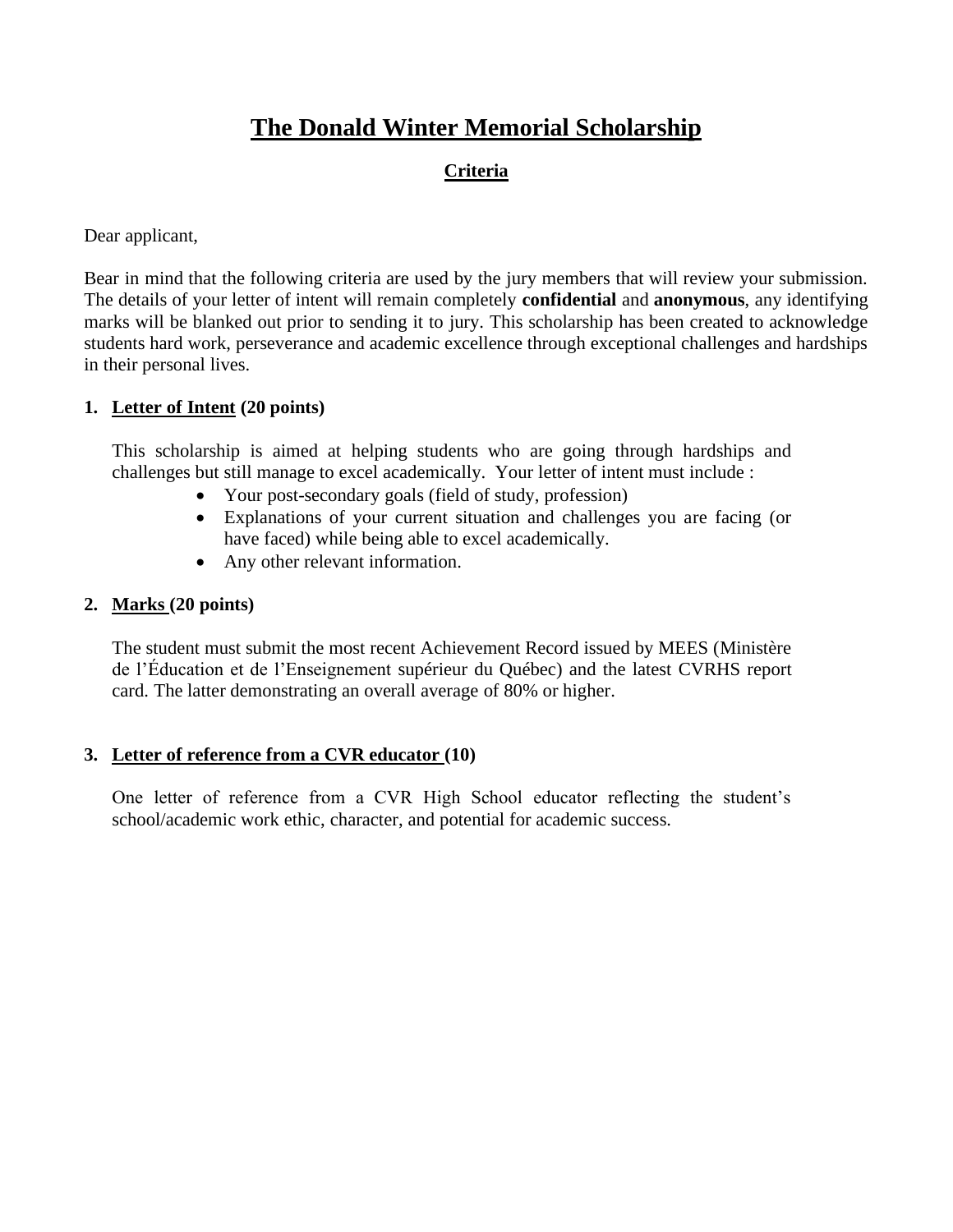# The Donald Winter Memorial Scholarship

## Criteria

Dear applicant,

Bear in mind that the following criteria are used by the jury members that will review your submission. The details of your letter of intent will remain completely **confidential** and **anonymous**, any identifying marks will be blanked out prior to sending it to jury. This scholarship has been created to acknowledge students hard work, perseverance and academic excellence through exceptional challenges and hardships in their personal lives.

1. **Letter of Intent (20 points)**

   This scholarship is aimed at helping students who are going through hardships and challenges but still manage to excel academically. Your letter of intent must include :

   - Your post-secondary goals (field of study, profession)
   - Explanations of your current situation and challenges you are facing (or have faced) while being able to excel academically.
   - Any other relevant information.

2. **Marks (20 points)**

   The student must submit the most recent Achievement Record issued by MEES (Ministère de l'Éducation et de l'Enseignement supérieur du Québec) and the latest CVRHS report card. The latter demonstrating an overall average of 80% or higher.

3. **Letter of reference from a CVR educator (10)**

   One letter of reference from a CVR High School educator reflecting the student's school/academic work ethic, character, and potential for academic success.